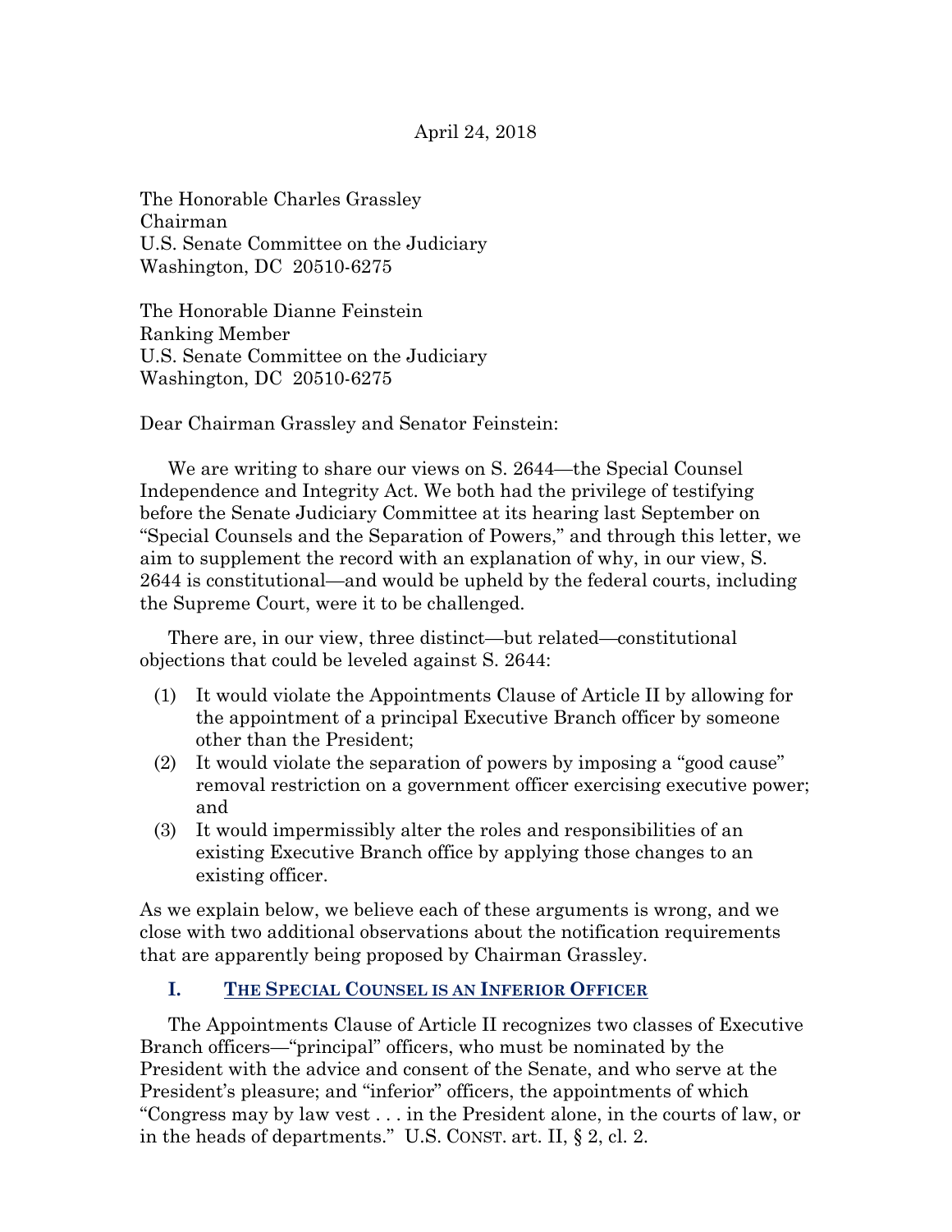April 24, 2018

The Honorable Charles Grassley
Chairman
U.S. Senate Committee on the Judiciary
Washington, DC 20510-6275

The Honorable Dianne Feinstein
Ranking Member
U.S. Senate Committee on the Judiciary
Washington, DC 20510-6275

Dear Chairman Grassley and Senator Feinstein:

We are writing to share our views on S. 2644—the Special Counsel Independence and Integrity Act. We both had the privilege of testifying before the Senate Judiciary Committee at its hearing last September on "Special Counsels and the Separation of Powers," and through this letter, we aim to supplement the record with an explanation of why, in our view, S. 2644 is constitutional—and would be upheld by the federal courts, including the Supreme Court, were it to be challenged.

There are, in our view, three distinct—but related—constitutional objections that could be leveled against S. 2644:

(1) It would violate the Appointments Clause of Article II by allowing for the appointment of a principal Executive Branch officer by someone other than the President;
(2) It would violate the separation of powers by imposing a "good cause" removal restriction on a government officer exercising executive power; and
(3) It would impermissibly alter the roles and responsibilities of an existing Executive Branch office by applying those changes to an existing officer.

As we explain below, we believe each of these arguments is wrong, and we close with two additional observations about the notification requirements that are apparently being proposed by Chairman Grassley.

## I. THE SPECIAL COUNSEL IS AN INFERIOR OFFICER

The Appointments Clause of Article II recognizes two classes of Executive Branch officers—"principal" officers, who must be nominated by the President with the advice and consent of the Senate, and who serve at the President's pleasure; and "inferior" officers, the appointments of which "Congress may by law vest . . . in the President alone, in the courts of law, or in the heads of departments." U.S. CONST. art. II, § 2, cl. 2.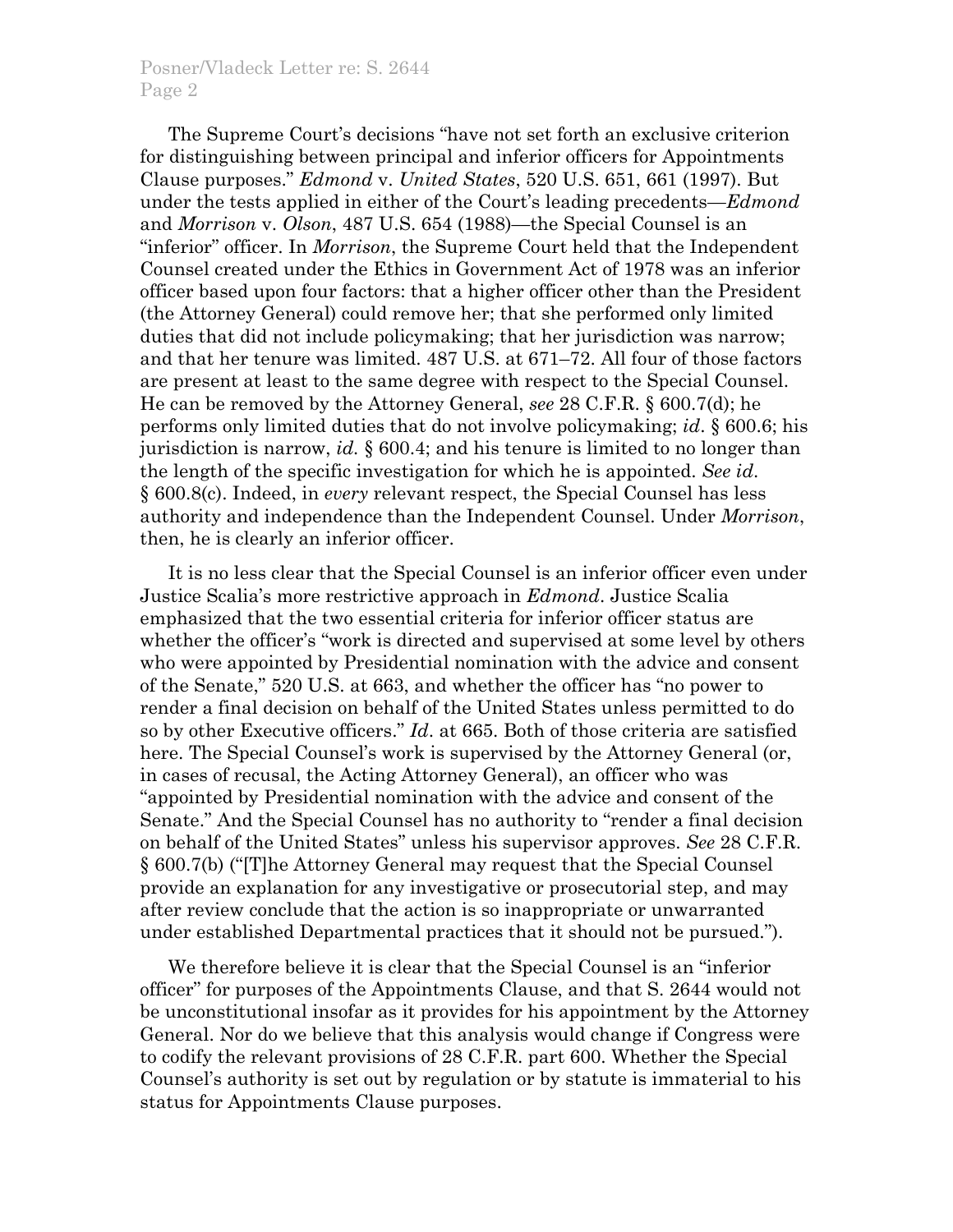The Supreme Court's decisions "have not set forth an exclusive criterion for distinguishing between principal and inferior officers for Appointments Clause purposes." *Edmond* v. *United States*, 520 U.S. 651, 661 (1997). But under the tests applied in either of the Court's leading precedents—*Edmond* and *Morrison* v. *Olson*, 487 U.S. 654 (1988)—the Special Counsel is an "inferior" officer. In *Morrison*, the Supreme Court held that the Independent Counsel created under the Ethics in Government Act of 1978 was an inferior officer based upon four factors: that a higher officer other than the President (the Attorney General) could remove her; that she performed only limited duties that did not include policymaking; that her jurisdiction was narrow; and that her tenure was limited. 487 U.S. at 671–72. All four of those factors are present at least to the same degree with respect to the Special Counsel. He can be removed by the Attorney General, *see* 28 C.F.R. § 600.7(d); he performs only limited duties that do not involve policymaking; *id*. § 600.6; his jurisdiction is narrow, *id*. § 600.4; and his tenure is limited to no longer than the length of the specific investigation for which he is appointed. *See id*. § 600.8(c). Indeed, in *every* relevant respect, the Special Counsel has less authority and independence than the Independent Counsel. Under *Morrison*, then, he is clearly an inferior officer.

It is no less clear that the Special Counsel is an inferior officer even under Justice Scalia's more restrictive approach in *Edmond*. Justice Scalia emphasized that the two essential criteria for inferior officer status are whether the officer's "work is directed and supervised at some level by others who were appointed by Presidential nomination with the advice and consent of the Senate," 520 U.S. at 663, and whether the officer has "no power to render a final decision on behalf of the United States unless permitted to do so by other Executive officers." *Id*. at 665. Both of those criteria are satisfied here. The Special Counsel's work is supervised by the Attorney General (or, in cases of recusal, the Acting Attorney General), an officer who was "appointed by Presidential nomination with the advice and consent of the Senate." And the Special Counsel has no authority to "render a final decision on behalf of the United States" unless his supervisor approves. *See* 28 C.F.R. § 600.7(b) ("[T]he Attorney General may request that the Special Counsel provide an explanation for any investigative or prosecutorial step, and may after review conclude that the action is so inappropriate or unwarranted under established Departmental practices that it should not be pursued.").

We therefore believe it is clear that the Special Counsel is an "inferior officer" for purposes of the Appointments Clause, and that S. 2644 would not be unconstitutional insofar as it provides for his appointment by the Attorney General. Nor do we believe that this analysis would change if Congress were to codify the relevant provisions of 28 C.F.R. part 600. Whether the Special Counsel's authority is set out by regulation or by statute is immaterial to his status for Appointments Clause purposes.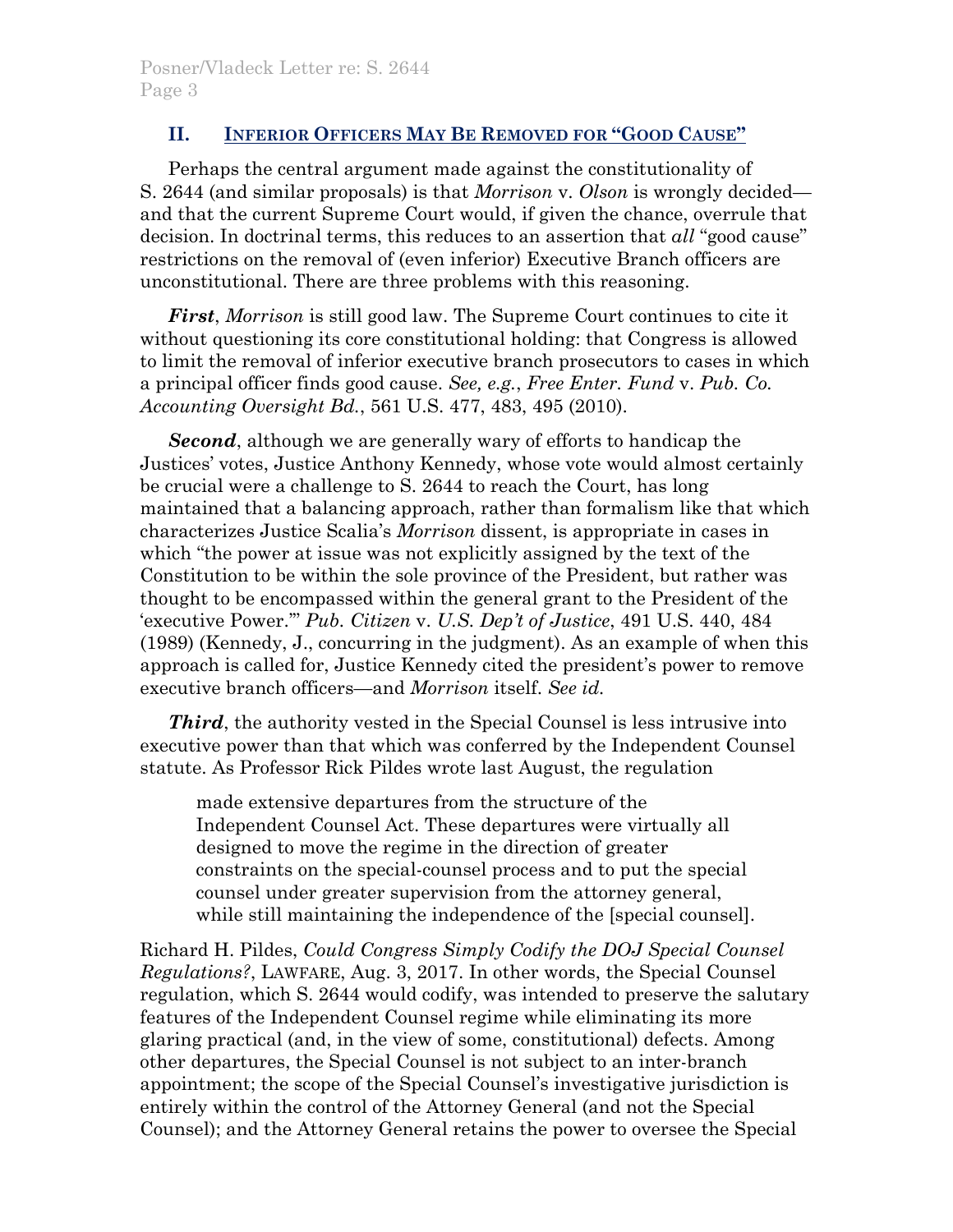## II. INFERIOR OFFICERS MAY BE REMOVED FOR "GOOD CAUSE"

Perhaps the central argument made against the constitutionality of S. 2644 (and similar proposals) is that *Morrison* v. *Olson* is wrongly decided—and that the current Supreme Court would, if given the chance, overrule that decision. In doctrinal terms, this reduces to an assertion that *all* "good cause" restrictions on the removal of (even inferior) Executive Branch officers are unconstitutional. There are three problems with this reasoning.

***First***, *Morrison* is still good law. The Supreme Court continues to cite it without questioning its core constitutional holding: that Congress is allowed to limit the removal of inferior executive branch prosecutors to cases in which a principal officer finds good cause. *See, e.g.*, *Free Enter. Fund* v. *Pub. Co. Accounting Oversight Bd.*, 561 U.S. 477, 483, 495 (2010).

***Second***, although we are generally wary of efforts to handicap the Justices' votes, Justice Anthony Kennedy, whose vote would almost certainly be crucial were a challenge to S. 2644 to reach the Court, has long maintained that a balancing approach, rather than formalism like that which characterizes Justice Scalia's *Morrison* dissent, is appropriate in cases in which "the power at issue was not explicitly assigned by the text of the Constitution to be within the sole province of the President, but rather was thought to be encompassed within the general grant to the President of the 'executive Power.'" *Pub. Citizen* v. *U.S. Dep't of Justice*, 491 U.S. 440, 484 (1989) (Kennedy, J., concurring in the judgment). As an example of when this approach is called for, Justice Kennedy cited the president's power to remove executive branch officers—and *Morrison* itself. *See id.*

***Third***, the authority vested in the Special Counsel is less intrusive into executive power than that which was conferred by the Independent Counsel statute. As Professor Rick Pildes wrote last August, the regulation

> made extensive departures from the structure of the Independent Counsel Act. These departures were virtually all designed to move the regime in the direction of greater constraints on the special-counsel process and to put the special counsel under greater supervision from the attorney general, while still maintaining the independence of the [special counsel].

Richard H. Pildes, *Could Congress Simply Codify the DOJ Special Counsel Regulations?*, LAWFARE, Aug. 3, 2017. In other words, the Special Counsel regulation, which S. 2644 would codify, was intended to preserve the salutary features of the Independent Counsel regime while eliminating its more glaring practical (and, in the view of some, constitutional) defects. Among other departures, the Special Counsel is not subject to an inter-branch appointment; the scope of the Special Counsel's investigative jurisdiction is entirely within the control of the Attorney General (and not the Special Counsel); and the Attorney General retains the power to oversee the Special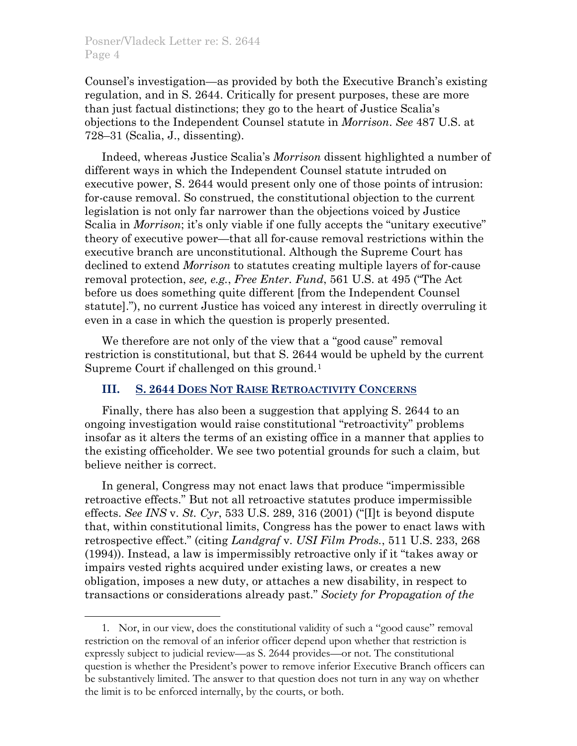Counsel's investigation—as provided by both the Executive Branch's existing regulation, and in S. 2644. Critically for present purposes, these are more than just factual distinctions; they go to the heart of Justice Scalia's objections to the Independent Counsel statute in *Morrison*. *See* 487 U.S. at 728–31 (Scalia, J., dissenting).

Indeed, whereas Justice Scalia's *Morrison* dissent highlighted a number of different ways in which the Independent Counsel statute intruded on executive power, S. 2644 would present only one of those points of intrusion: for-cause removal. So construed, the constitutional objection to the current legislation is not only far narrower than the objections voiced by Justice Scalia in *Morrison*; it's only viable if one fully accepts the "unitary executive" theory of executive power—that all for-cause removal restrictions within the executive branch are unconstitutional. Although the Supreme Court has declined to extend *Morrison* to statutes creating multiple layers of for-cause removal protection, *see, e.g.*, *Free Enter. Fund*, 561 U.S. at 495 ("The Act before us does something quite different [from the Independent Counsel statute]."), no current Justice has voiced any interest in directly overruling it even in a case in which the question is properly presented.

We therefore are not only of the view that a "good cause" removal restriction is constitutional, but that S. 2644 would be upheld by the current Supreme Court if challenged on this ground.[1]

## III. S. 2644 Does Not Raise Retroactivity Concerns

Finally, there has also been a suggestion that applying S. 2644 to an ongoing investigation would raise constitutional "retroactivity" problems insofar as it alters the terms of an existing office in a manner that applies to the existing officeholder. We see two potential grounds for such a claim, but believe neither is correct.

In general, Congress may not enact laws that produce "impermissible retroactive effects." But not all retroactive statutes produce impermissible effects. *See INS* v. *St. Cyr*, 533 U.S. 289, 316 (2001) ("[I]t is beyond dispute that, within constitutional limits, Congress has the power to enact laws with retrospective effect." (citing *Landgraf* v. *USI Film Prods.*, 511 U.S. 233, 268 (1994)). Instead, a law is impermissibly retroactive only if it "takes away or impairs vested rights acquired under existing laws, or creates a new obligation, imposes a new duty, or attaches a new disability, in respect to transactions or considerations already past." *Society for Propagation of the*

1. Nor, in our view, does the constitutional validity of such a "good cause" removal restriction on the removal of an inferior officer depend upon whether that restriction is expressly subject to judicial review—as S. 2644 provides—or not. The constitutional question is whether the President's power to remove inferior Executive Branch officers can be substantively limited. The answer to that question does not turn in any way on whether the limit is to be enforced internally, by the courts, or both.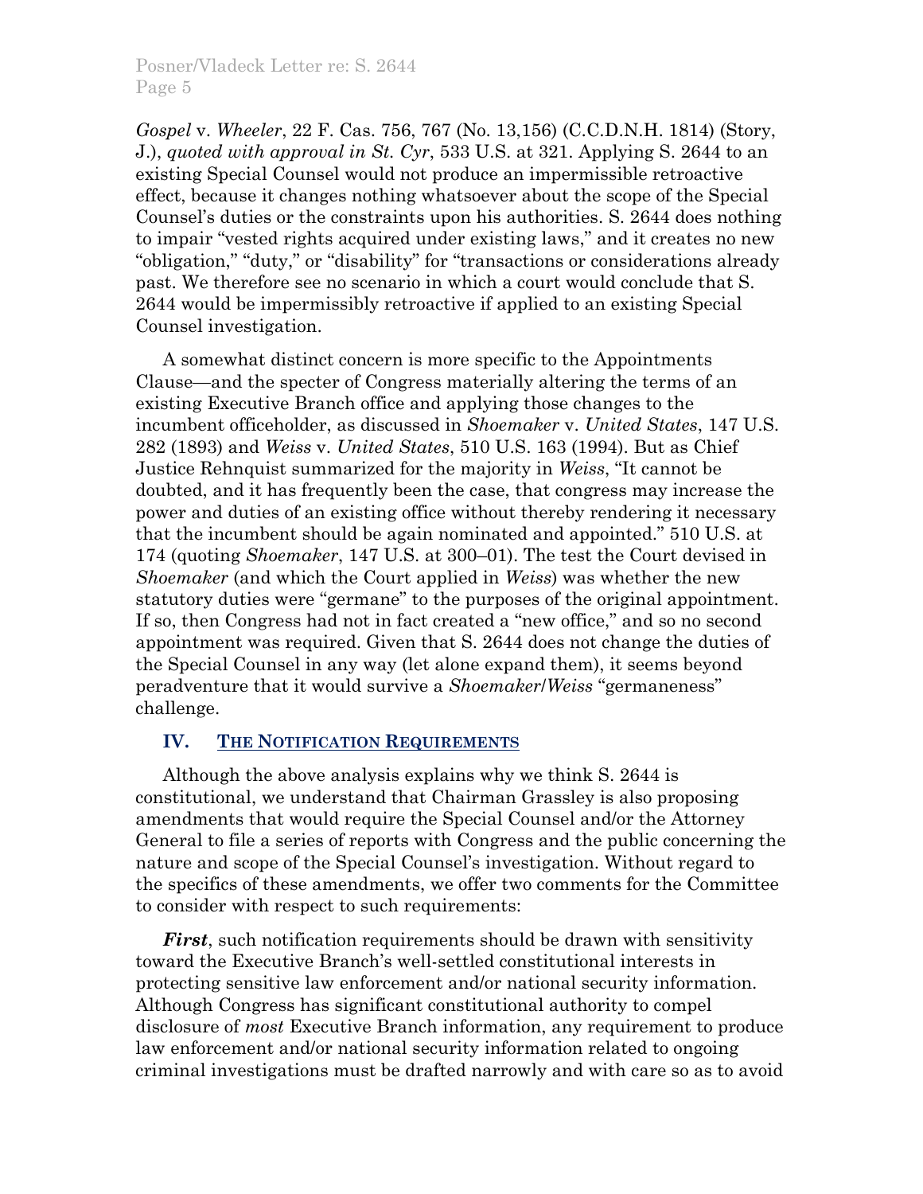*Gospel* v. *Wheeler*, 22 F. Cas. 756, 767 (No. 13,156) (C.C.D.N.H. 1814) (Story, J.), *quoted with approval in St. Cyr*, 533 U.S. at 321. Applying S. 2644 to an existing Special Counsel would not produce an impermissible retroactive effect, because it changes nothing whatsoever about the scope of the Special Counsel's duties or the constraints upon his authorities. S. 2644 does nothing to impair "vested rights acquired under existing laws," and it creates no new "obligation," "duty," or "disability" for "transactions or considerations already past. We therefore see no scenario in which a court would conclude that S. 2644 would be impermissibly retroactive if applied to an existing Special Counsel investigation.

A somewhat distinct concern is more specific to the Appointments Clause—and the specter of Congress materially altering the terms of an existing Executive Branch office and applying those changes to the incumbent officeholder, as discussed in *Shoemaker* v. *United States*, 147 U.S. 282 (1893) and *Weiss* v. *United States*, 510 U.S. 163 (1994). But as Chief Justice Rehnquist summarized for the majority in *Weiss*, "It cannot be doubted, and it has frequently been the case, that congress may increase the power and duties of an existing office without thereby rendering it necessary that the incumbent should be again nominated and appointed." 510 U.S. at 174 (quoting *Shoemaker*, 147 U.S. at 300–01). The test the Court devised in *Shoemaker* (and which the Court applied in *Weiss*) was whether the new statutory duties were "germane" to the purposes of the original appointment. If so, then Congress had not in fact created a "new office," and so no second appointment was required. Given that S. 2644 does not change the duties of the Special Counsel in any way (let alone expand them), it seems beyond peradventure that it would survive a *Shoemaker*/*Weiss* "germaneness" challenge.

## IV. The Notification Requirements

Although the above analysis explains why we think S. 2644 is constitutional, we understand that Chairman Grassley is also proposing amendments that would require the Special Counsel and/or the Attorney General to file a series of reports with Congress and the public concerning the nature and scope of the Special Counsel's investigation. Without regard to the specifics of these amendments, we offer two comments for the Committee to consider with respect to such requirements:

***First***, such notification requirements should be drawn with sensitivity toward the Executive Branch's well-settled constitutional interests in protecting sensitive law enforcement and/or national security information. Although Congress has significant constitutional authority to compel disclosure of *most* Executive Branch information, any requirement to produce law enforcement and/or national security information related to ongoing criminal investigations must be drafted narrowly and with care so as to avoid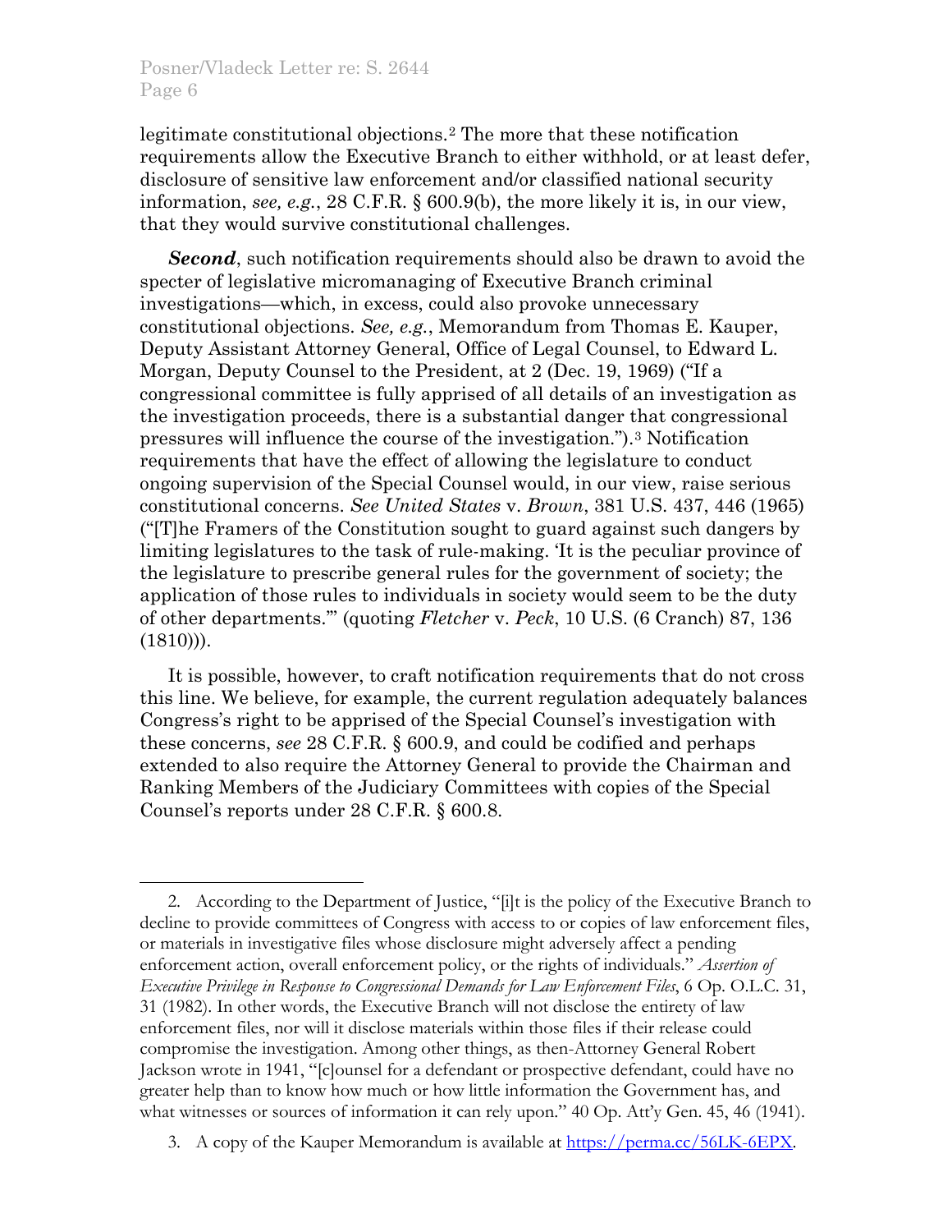legitimate constitutional objections.[2] The more that these notification requirements allow the Executive Branch to either withhold, or at least defer, disclosure of sensitive law enforcement and/or classified national security information, *see, e.g.*, 28 C.F.R. § 600.9(b), the more likely it is, in our view, that they would survive constitutional challenges.

***Second***, such notification requirements should also be drawn to avoid the specter of legislative micromanaging of Executive Branch criminal investigations—which, in excess, could also provoke unnecessary constitutional objections. *See, e.g.*, Memorandum from Thomas E. Kauper, Deputy Assistant Attorney General, Office of Legal Counsel, to Edward L. Morgan, Deputy Counsel to the President, at 2 (Dec. 19, 1969) ("If a congressional committee is fully apprised of all details of an investigation as the investigation proceeds, there is a substantial danger that congressional pressures will influence the course of the investigation.").[3] Notification requirements that have the effect of allowing the legislature to conduct ongoing supervision of the Special Counsel would, in our view, raise serious constitutional concerns. *See United States* v. *Brown*, 381 U.S. 437, 446 (1965) ("[T]he Framers of the Constitution sought to guard against such dangers by limiting legislatures to the task of rule-making. 'It is the peculiar province of the legislature to prescribe general rules for the government of society; the application of those rules to individuals in society would seem to be the duty of other departments.'" (quoting *Fletcher* v. *Peck*, 10 U.S. (6 Cranch) 87, 136 (1810))).

It is possible, however, to craft notification requirements that do not cross this line. We believe, for example, the current regulation adequately balances Congress's right to be apprised of the Special Counsel's investigation with these concerns, *see* 28 C.F.R. § 600.9, and could be codified and perhaps extended to also require the Attorney General to provide the Chairman and Ranking Members of the Judiciary Committees with copies of the Special Counsel's reports under 28 C.F.R. § 600.8.

---

2. According to the Department of Justice, "[i]t is the policy of the Executive Branch to decline to provide committees of Congress with access to or copies of law enforcement files, or materials in investigative files whose disclosure might adversely affect a pending enforcement action, overall enforcement policy, or the rights of individuals." *Assertion of Executive Privilege in Response to Congressional Demands for Law Enforcement Files*, 6 Op. O.L.C. 31, 31 (1982). In other words, the Executive Branch will not disclose the entirety of law enforcement files, nor will it disclose materials within those files if their release could compromise the investigation. Among other things, as then-Attorney General Robert Jackson wrote in 1941, "[c]ounsel for a defendant or prospective defendant, could have no greater help than to know how much or how little information the Government has, and what witnesses or sources of information it can rely upon." 40 Op. Att'y Gen. 45, 46 (1941).

3. A copy of the Kauper Memorandum is available at https://perma.cc/56LK-6EPX.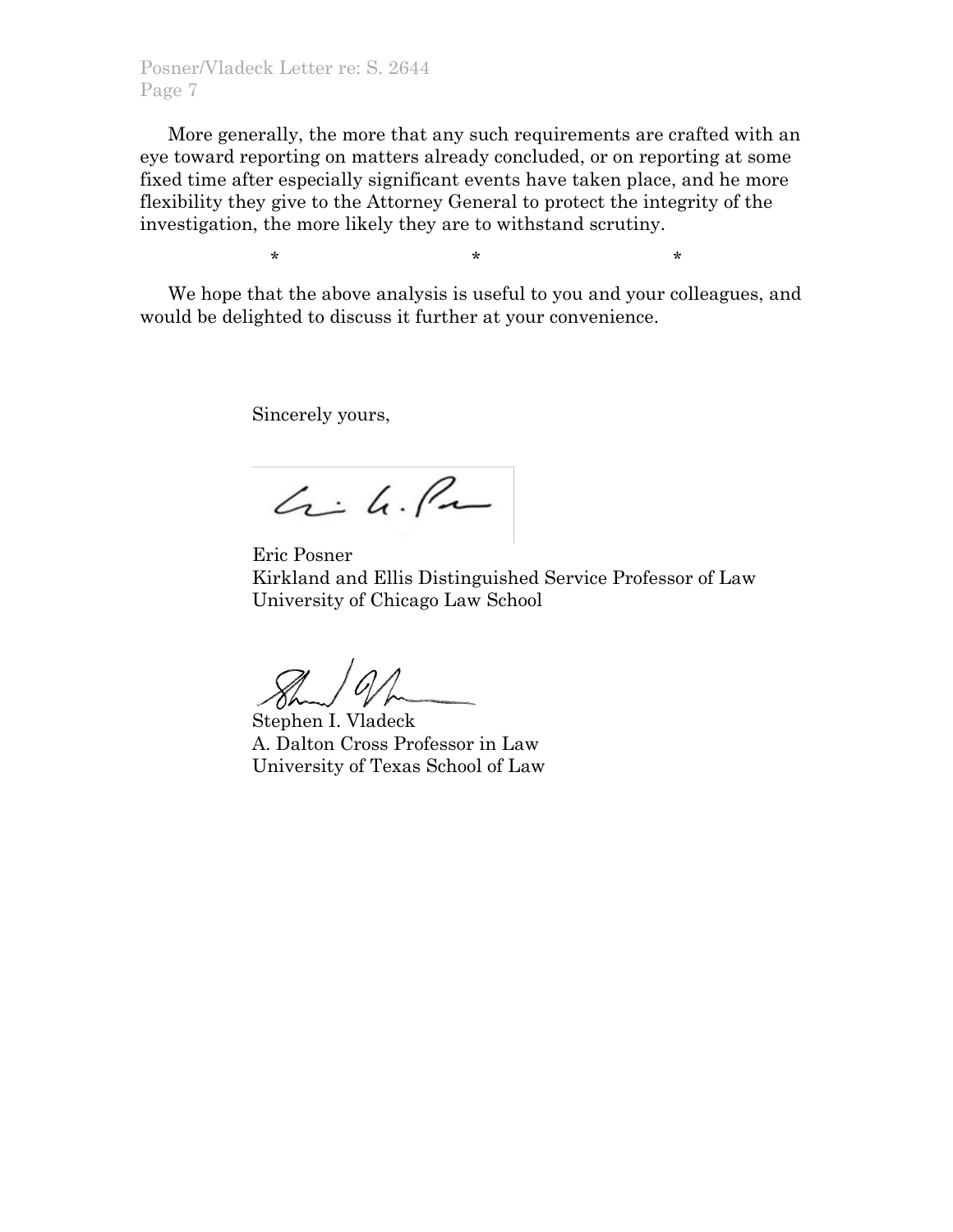More generally, the more that any such requirements are crafted with an eye toward reporting on matters already concluded, or on reporting at some fixed time after especially significant events have taken place, and he more flexibility they give to the Attorney General to protect the integrity of the investigation, the more likely they are to withstand scrutiny.

\*                    \*                    \*

We hope that the above analysis is useful to you and your colleagues, and would be delighted to discuss it further at your convenience.

Sincerely yours,

Eric Posner
Kirkland and Ellis Distinguished Service Professor of Law
University of Chicago Law School

Stephen I. Vladeck
A. Dalton Cross Professor in Law
University of Texas School of Law